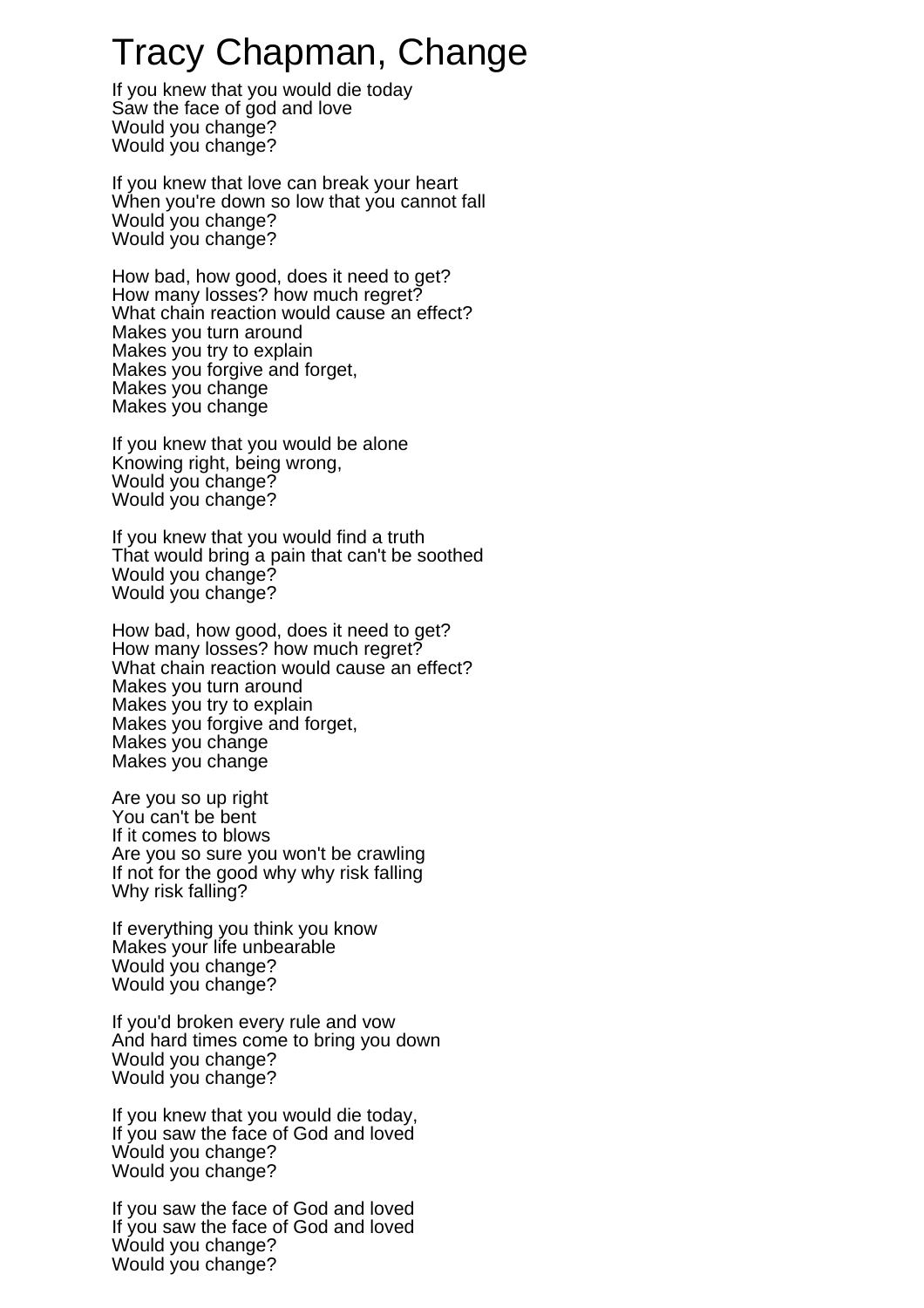# Tracy Chapman, Change

If you knew that you would die today
Saw the face of god and love
Would you change?
Would you change?

If you knew that love can break your heart
When you're down so low that you cannot fall
Would you change?
Would you change?

How bad, how good, does it need to get?
How many losses? how much regret?
What chain reaction would cause an effect?
Makes you turn around
Makes you try to explain
Makes you forgive and forget,
Makes you change
Makes you change

If you knew that you would be alone
Knowing right, being wrong,
Would you change?
Would you change?

If you knew that you would find a truth
That would bring a pain that can't be soothed
Would you change?
Would you change?

How bad, how good, does it need to get?
How many losses? how much regret?
What chain reaction would cause an effect?
Makes you turn around
Makes you try to explain
Makes you forgive and forget,
Makes you change
Makes you change

Are you so up right
You can't be bent
If it comes to blows
Are you so sure you won't be crawling
If not for the good why why risk falling
Why risk falling?

If everything you think you know
Makes your life unbearable
Would you change?
Would you change?

If you'd broken every rule and vow
And hard times come to bring you down
Would you change?
Would you change?

If you knew that you would die today,
If you saw the face of God and loved
Would you change?
Would you change?

If you saw the face of God and loved
If you saw the face of God and loved
Would you change?
Would you change?